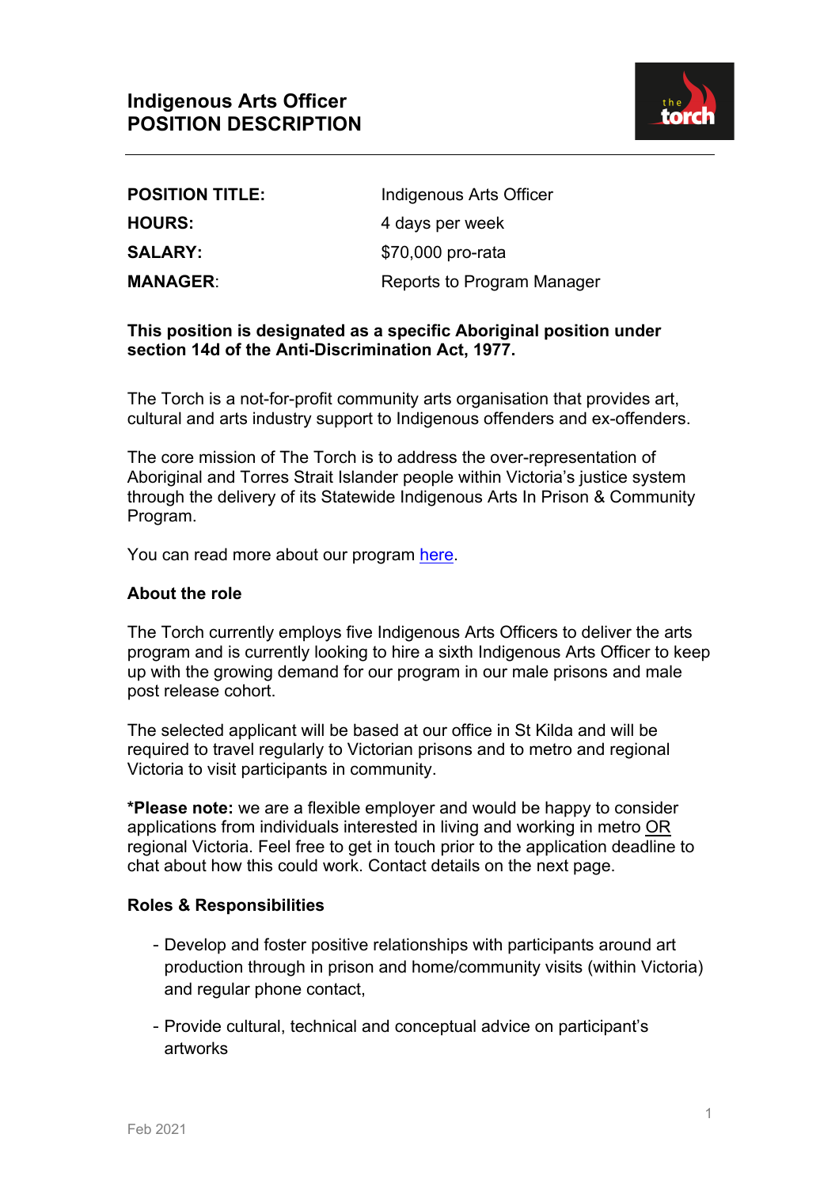# Indigenous Arts Officer
# POSITION DESCRIPTION

| | |
|---|---|
| **POSITION TITLE:** | Indigenous Arts Officer |
| **HOURS:** | 4 days per week |
| **SALARY:** | $70,000 pro-rata |
| **MANAGER**: | Reports to Program Manager |

**This position is designated as a specific Aboriginal position under section 14d of the Anti-Discrimination Act, 1977.**

The Torch is a not-for-profit community arts organisation that provides art, cultural and arts industry support to Indigenous offenders and ex-offenders.

The core mission of The Torch is to address the over-representation of Aboriginal and Torres Strait Islander people within Victoria's justice system through the delivery of its Statewide Indigenous Arts In Prison & Community Program.

You can read more about our program here.

### About the role

The Torch currently employs five Indigenous Arts Officers to deliver the arts program and is currently looking to hire a sixth Indigenous Arts Officer to keep up with the growing demand for our program in our male prisons and male post release cohort.

The selected applicant will be based at our office in St Kilda and will be required to travel regularly to Victorian prisons and to metro and regional Victoria to visit participants in community.

***Please note:** we are a flexible employer and would be happy to consider applications from individuals interested in living and working in metro OR regional Victoria. Feel free to get in touch prior to the application deadline to chat about how this could work. Contact details on the next page.

### Roles & Responsibilities

- Develop and foster positive relationships with participants around art production through in prison and home/community visits (within Victoria) and regular phone contact,
- Provide cultural, technical and conceptual advice on participant's artworks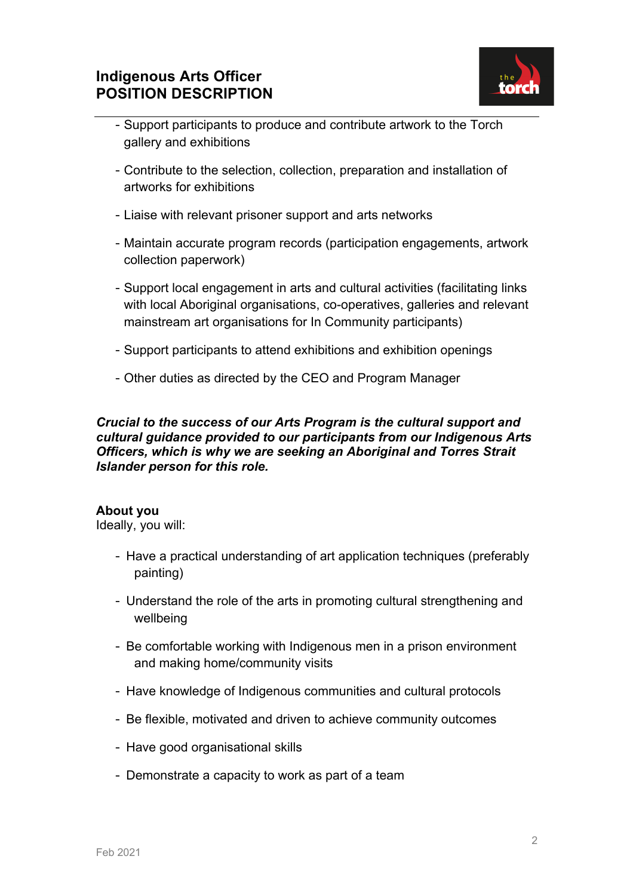- Support participants to produce and contribute artwork to the Torch gallery and exhibitions
- Contribute to the selection, collection, preparation and installation of artworks for exhibitions
- Liaise with relevant prisoner support and arts networks
- Maintain accurate program records (participation engagements, artwork collection paperwork)
- Support local engagement in arts and cultural activities (facilitating links with local Aboriginal organisations, co-operatives, galleries and relevant mainstream art organisations for In Community participants)
- Support participants to attend exhibitions and exhibition openings
- Other duties as directed by the CEO and Program Manager

***Crucial to the success of our Arts Program is the cultural support and cultural guidance provided to our participants from our Indigenous Arts Officers, which is why we are seeking an Aboriginal and Torres Strait Islander person for this role.***

**About you**
Ideally, you will:

- Have a practical understanding of art application techniques (preferably painting)
- Understand the role of the arts in promoting cultural strengthening and wellbeing
- Be comfortable working with Indigenous men in a prison environment and making home/community visits
- Have knowledge of Indigenous communities and cultural protocols
- Be flexible, motivated and driven to achieve community outcomes
- Have good organisational skills
- Demonstrate a capacity to work as part of a team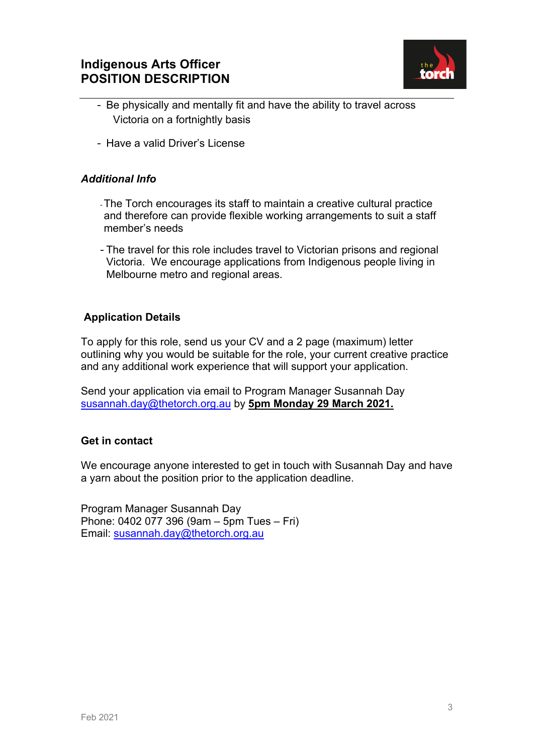- Be physically and mentally fit and have the ability to travel across Victoria on a fortnightly basis
- Have a valid Driver's License

### *Additional Info*

- The Torch encourages its staff to maintain a creative cultural practice and therefore can provide flexible working arrangements to suit a staff member's needs
- The travel for this role includes travel to Victorian prisons and regional Victoria. We encourage applications from Indigenous people living in Melbourne metro and regional areas.

### Application Details

To apply for this role, send us your CV and a 2 page (maximum) letter outlining why you would be suitable for the role, your current creative practice and any additional work experience that will support your application.

Send your application via email to Program Manager Susannah Day susannah.day@thetorch.org.au by **5pm Monday 29 March 2021.**

### Get in contact

We encourage anyone interested to get in touch with Susannah Day and have a yarn about the position prior to the application deadline.

Program Manager Susannah Day
Phone: 0402 077 396 (9am – 5pm Tues – Fri)
Email: susannah.day@thetorch.org.au